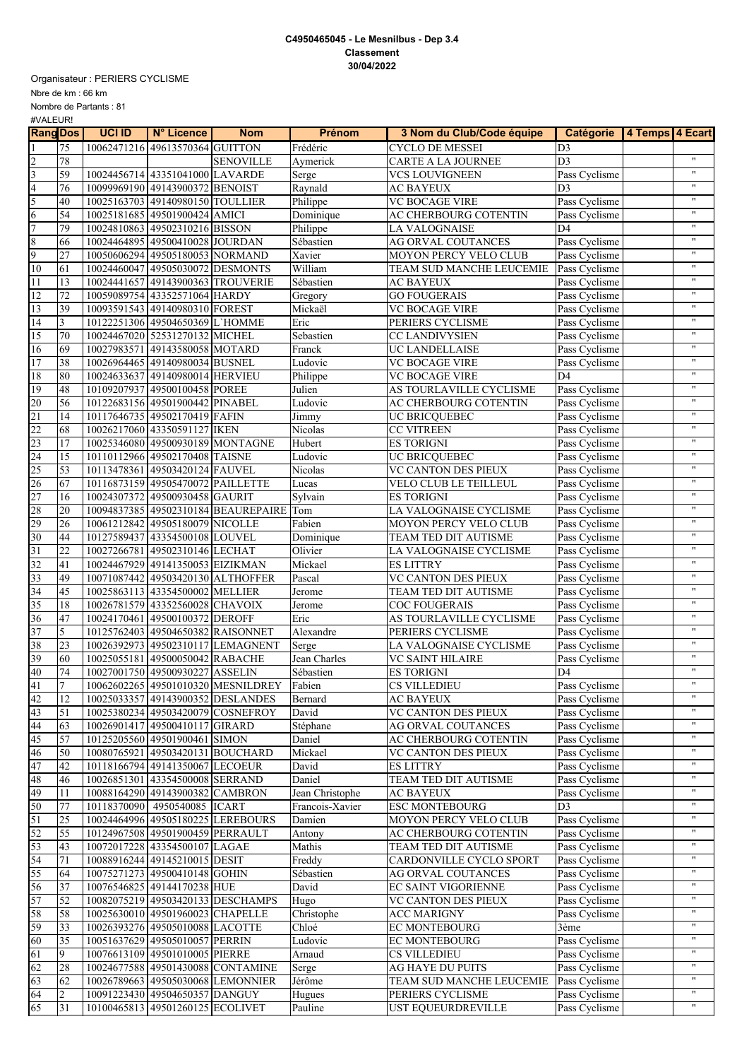**C4950465045 - Le Mesnilbus - Dep 3.4**
**Classement**
**30/04/2022**

Organisateur : PERIERS CYCLISME
Nbre de km : 66 km
Nombre de Partants : 81
#VALEUR!

| Rang | Dos | UCI ID | N° Licence | Nom | Prénom | 3 Nom du Club/Code équipe | Catégorie | 4 Temps | 4 Ecart |
|---|---|---|---|---|---|---|---|---|---|
| 1 | 75 | 10062471216 | 49613570364 | GUITTON | Frédéric | CYCLO DE MESSEI | D3 | | |
| 2 | 78 | | | SENOVILLE | Aymerick | CARTE A LA JOURNEE | D3 | | " |
| 3 | 59 | 10024456714 | 43351041000 | LAVARDE | Serge | VCS LOUVIGNEEN | Pass Cyclisme | | " |
| 4 | 76 | 10099969190 | 49143900372 | BENOIST | Raynald | AC BAYEUX | D3 | | " |
| 5 | 40 | 10025163703 | 49140980150 | TOULLIER | Philippe | VC BOCAGE VIRE | Pass Cyclisme | | " |
| 6 | 54 | 10025181685 | 49501900424 | AMICI | Dominique | AC CHERBOURG COTENTIN | Pass Cyclisme | | " |
| 7 | 79 | 10024810863 | 49502310216 | BISSON | Philippe | LA VALOGNAISE | D4 | | " |
| 8 | 66 | 10024464895 | 49500410028 | JOURDAN | Sébastien | AG ORVAL COUTANCES | Pass Cyclisme | | " |
| 9 | 27 | 10050606294 | 49505180053 | NORMAND | Xavier | MOYON PERCY VELO CLUB | Pass Cyclisme | | " |
| 10 | 61 | 10024460047 | 49505030072 | DESMONTS | William | TEAM SUD MANCHE LEUCEMIE | Pass Cyclisme | | " |
| 11 | 13 | 10024441657 | 49143900363 | TROUVERIE | Sébastien | AC BAYEUX | Pass Cyclisme | | " |
| 12 | 72 | 10059089754 | 43352571064 | HARDY | Gregory | GO FOUGERAIS | Pass Cyclisme | | " |
| 13 | 39 | 10093591543 | 49140980310 | FOREST | Mickaël | VC BOCAGE VIRE | Pass Cyclisme | | " |
| 14 | 3 | 10122251306 | 49504650369 | L`HOMME | Eric | PERIERS CYCLISME | Pass Cyclisme | | " |
| 15 | 70 | 10024467020 | 52531270132 | MICHEL | Sebastien | CC LANDIVYSIEN | Pass Cyclisme | | " |
| 16 | 69 | 10027983571 | 49143580058 | MOTARD | Franck | UC LANDELLAISE | Pass Cyclisme | | " |
| 17 | 38 | 10026964465 | 49140980034 | BUSNEL | Ludovic | VC BOCAGE VIRE | Pass Cyclisme | | " |
| 18 | 80 | 10024633637 | 49140980014 | HERVIEU | Philippe | VC BOCAGE VIRE | D4 | | " |
| 19 | 48 | 10109207937 | 49500100458 | POREE | Julien | AS TOURLAVILLE CYCLISME | Pass Cyclisme | | " |
| 20 | 56 | 10122683156 | 49501900442 | PINABEL | Ludovic | AC CHERBOURG COTENTIN | Pass Cyclisme | | " |
| 21 | 14 | 10117646735 | 49502170419 | FAFIN | Jimmy | UC BRICQUEBEC | Pass Cyclisme | | " |
| 22 | 68 | 10026217060 | 43350591127 | IKEN | Nicolas | CC VITREEN | Pass Cyclisme | | " |
| 23 | 17 | 10025346080 | 49500930189 | MONTAGNE | Hubert | ES TORIGNI | Pass Cyclisme | | " |
| 24 | 15 | 10110112966 | 49502170408 | TAISNE | Ludovic | UC BRICQUEBEC | Pass Cyclisme | | " |
| 25 | 53 | 10113478361 | 49503420124 | FAUVEL | Nicolas | VC CANTON DES PIEUX | Pass Cyclisme | | " |
| 26 | 67 | 10116873159 | 49505470072 | PAILLETTE | Lucas | VELO CLUB LE TEILLEUL | Pass Cyclisme | | " |
| 27 | 16 | 10024307372 | 49500930458 | GAURIT | Sylvain | ES TORIGNI | Pass Cyclisme | | " |
| 28 | 20 | 10094837385 | 49502310184 | BEAUREPAIRE | Tom | LA VALOGNAISE CYCLISME | Pass Cyclisme | | " |
| 29 | 26 | 10061212842 | 49505180079 | NICOLLE | Fabien | MOYON PERCY VELO CLUB | Pass Cyclisme | | " |
| 30 | 44 | 10127589437 | 43354500108 | LOUVEL | Dominique | TEAM TED DIT AUTISME | Pass Cyclisme | | " |
| 31 | 22 | 10027266781 | 49502310146 | LECHAT | Olivier | LA VALOGNAISE CYCLISME | Pass Cyclisme | | " |
| 32 | 41 | 10024467929 | 49141350053 | EIZIKMAN | Mickael | ES LITTRY | Pass Cyclisme | | " |
| 33 | 49 | 10071087442 | 49503420130 | ALTHOFFER | Pascal | VC CANTON DES PIEUX | Pass Cyclisme | | " |
| 34 | 45 | 10025863113 | 43354500002 | MELLIER | Jerome | TEAM TED DIT AUTISME | Pass Cyclisme | | " |
| 35 | 18 | 10026781579 | 43352560028 | CHAVOIX | Jerome | COC FOUGERAIS | Pass Cyclisme | | " |
| 36 | 47 | 10024170461 | 49500100372 | DEROFF | Eric | AS TOURLAVILLE CYCLISME | Pass Cyclisme | | " |
| 37 | 5 | 10125762403 | 49504650382 | RAISONNET | Alexandre | PERIERS CYCLISME | Pass Cyclisme | | " |
| 38 | 23 | 10026392973 | 49502310117 | LEMAGNENT | Serge | LA VALOGNAISE CYCLISME | Pass Cyclisme | | " |
| 39 | 60 | 10025055181 | 49500050042 | RABACHE | Jean Charles | VC SAINT HILAIRE | Pass Cyclisme | | " |
| 40 | 74 | 10027001750 | 49500930227 | ASSELIN | Sébastien | ES TORIGNI | D4 | | " |
| 41 | 7 | 10062602265 | 49501010320 | MESNILDREY | Fabien | CS VILLEDIEU | Pass Cyclisme | | " |
| 42 | 12 | 10025033357 | 49143900352 | DESLANDES | Bernard | AC BAYEUX | Pass Cyclisme | | " |
| 43 | 51 | 10025380234 | 49503420079 | COSNEFROY | David | VC CANTON DES PIEUX | Pass Cyclisme | | " |
| 44 | 63 | 10026901417 | 49500410117 | GIRARD | Stéphane | AG ORVAL COUTANCES | Pass Cyclisme | | " |
| 45 | 57 | 10125205560 | 49501900461 | SIMON | Daniel | AC CHERBOURG COTENTIN | Pass Cyclisme | | " |
| 46 | 50 | 10080765921 | 49503420131 | BOUCHARD | Mickael | VC CANTON DES PIEUX | Pass Cyclisme | | " |
| 47 | 42 | 10118166794 | 49141350067 | LECOEUR | David | ES LITTRY | Pass Cyclisme | | " |
| 48 | 46 | 10026851301 | 43354500008 | SERRAND | Daniel | TEAM TED DIT AUTISME | Pass Cyclisme | | " |
| 49 | 11 | 10088164290 | 49143900382 | CAMBRON | Jean Christophe | AC BAYEUX | Pass Cyclisme | | " |
| 50 | 77 | 10118370090 | 4950540085 | ICART | Francois-Xavier | ESC MONTEBOURG | D3 | | " |
| 51 | 25 | 10024464996 | 49505180225 | LEREBOURS | Damien | MOYON PERCY VELO CLUB | Pass Cyclisme | | " |
| 52 | 55 | 10124967508 | 49501900459 | PERRAULT | Antony | AC CHERBOURG COTENTIN | Pass Cyclisme | | " |
| 53 | 43 | 10072017228 | 43354500107 | LAGAE | Mathis | TEAM TED DIT AUTISME | Pass Cyclisme | | " |
| 54 | 71 | 10088916244 | 49145210015 | DESIT | Freddy | CARDONVILLE CYCLO SPORT | Pass Cyclisme | | " |
| 55 | 64 | 10075271273 | 49500410148 | GOHIN | Sébastien | AG ORVAL COUTANCES | Pass Cyclisme | | " |
| 56 | 37 | 10076546825 | 49144170238 | HUE | David | EC SAINT VIGORIENNE | Pass Cyclisme | | " |
| 57 | 52 | 10082075219 | 49503420133 | DESCHAMPS | Hugo | VC CANTON DES PIEUX | Pass Cyclisme | | " |
| 58 | 58 | 10025630010 | 49501960023 | CHAPELLE | Christophe | ACC MARIGNY | Pass Cyclisme | | " |
| 59 | 33 | 10026393276 | 49505010088 | LACOTTE | Chloé | EC MONTEBOURG | 3ème | | " |
| 60 | 35 | 10051637629 | 49505010057 | PERRIN | Ludovic | EC MONTEBOURG | Pass Cyclisme | | " |
| 61 | 9 | 10076613109 | 49501010005 | PIERRE | Arnaud | CS VILLEDIEU | Pass Cyclisme | | " |
| 62 | 28 | 10024677588 | 49501430088 | CONTAMINE | Serge | AG HAYE DU PUITS | Pass Cyclisme | | " |
| 63 | 62 | 10026789663 | 49505030068 | LEMONNIER | Jérôme | TEAM SUD MANCHE LEUCEMIE | Pass Cyclisme | | " |
| 64 | 2 | 10091223430 | 49504650357 | DANGUY | Hugues | PERIERS CYCLISME | Pass Cyclisme | | " |
| 65 | 31 | 10100465813 | 49501260125 | ECOLIVET | Pauline | UST EQUEURDREVILLE | Pass Cyclisme | | " |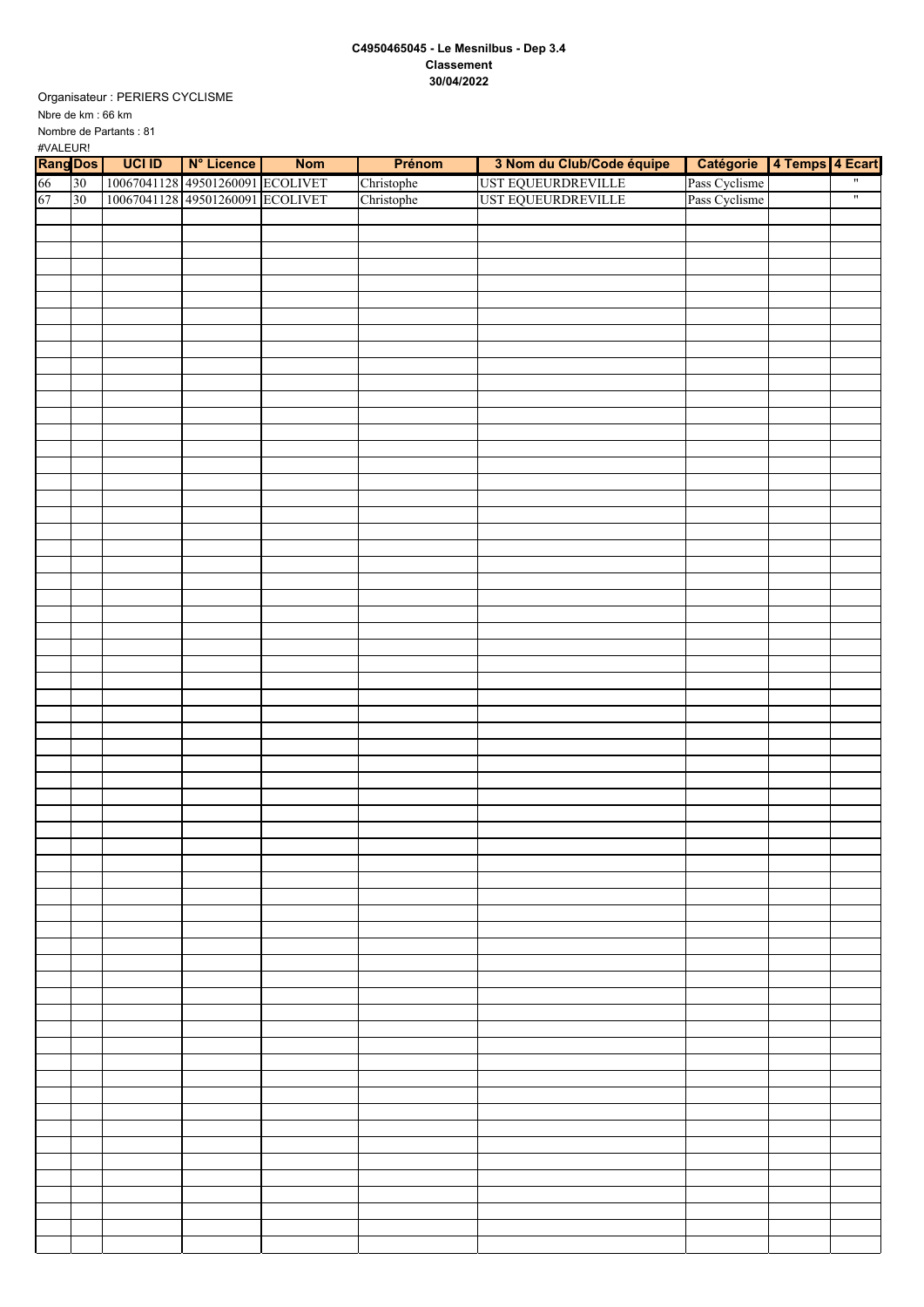**C4950465045 - Le Mesnilbus - Dep 3.4**
**Classement**
**30/04/2022**

Organisateur : PERIERS CYCLISME

Nbre de km : 66 km

Nombre de Partants : 81

#VALEUR!

| Rang | Dos | UCI ID | N° Licence | Nom | Prénom | 3 Nom du Club/Code équipe | Catégorie | 4 Temps | 4 Ecart |
|---|---|---|---|---|---|---|---|---|---|
| 66 | 30 | 10067041128 | 49501260091 | ECOLIVET | Christophe | UST EQUEURDREVILLE | Pass Cyclisme | | " |
| 67 | 30 | 10067041128 | 49501260091 | ECOLIVET | Christophe | UST EQUEURDREVILLE | Pass Cyclisme | | " |